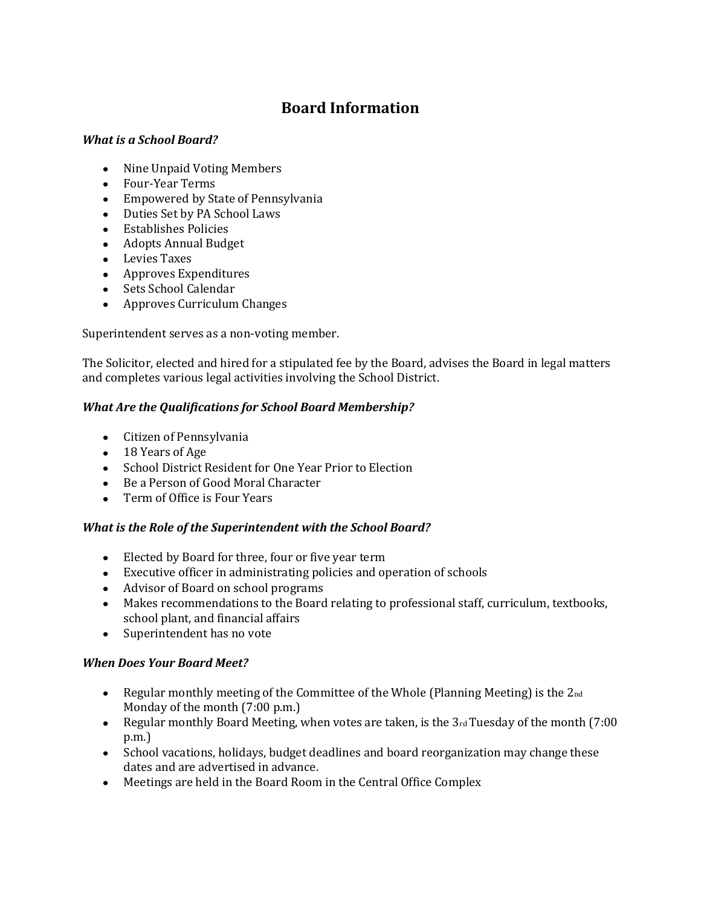# Board Information

***What is a School Board?***

- Nine Unpaid Voting Members
- Four-Year Terms
- Empowered by State of Pennsylvania
- Duties Set by PA School Laws
- Establishes Policies
- Adopts Annual Budget
- Levies Taxes
- Approves Expenditures
- Sets School Calendar
- Approves Curriculum Changes

Superintendent serves as a non-voting member.

The Solicitor, elected and hired for a stipulated fee by the Board, advises the Board in legal matters and completes various legal activities involving the School District.

***What Are the Qualifications for School Board Membership?***

- Citizen of Pennsylvania
- 18 Years of Age
- School District Resident for One Year Prior to Election
- Be a Person of Good Moral Character
- Term of Office is Four Years

***What is the Role of the Superintendent with the School Board?***

- Elected by Board for three, four or five year term
- Executive officer in administrating policies and operation of schools
- Advisor of Board on school programs
- Makes recommendations to the Board relating to professional staff, curriculum, textbooks, school plant, and financial affairs
- Superintendent has no vote

***When Does Your Board Meet?***

- Regular monthly meeting of the Committee of the Whole (Planning Meeting) is the 2nd Monday of the month (7:00 p.m.)
- Regular monthly Board Meeting, when votes are taken, is the 3rd Tuesday of the month (7:00 p.m.)
- School vacations, holidays, budget deadlines and board reorganization may change these dates and are advertised in advance.
- Meetings are held in the Board Room in the Central Office Complex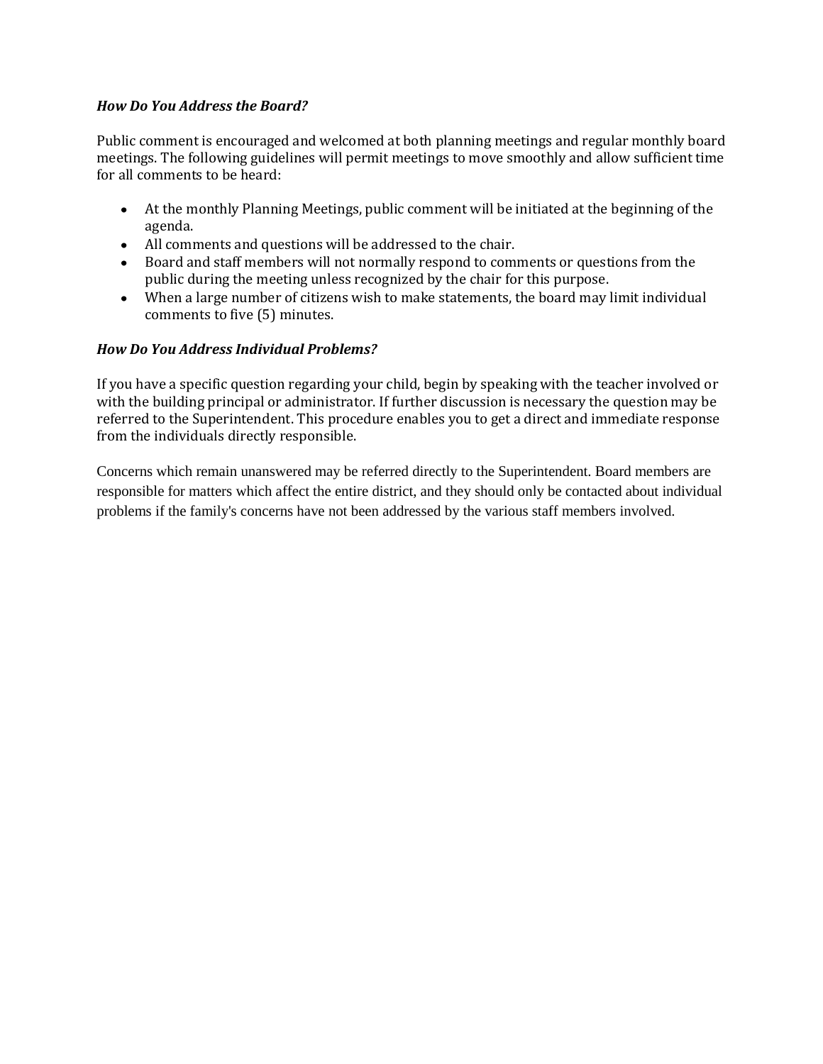### *How Do You Address the Board?*

Public comment is encouraged and welcomed at both planning meetings and regular monthly board meetings. The following guidelines will permit meetings to move smoothly and allow sufficient time for all comments to be heard:

- At the monthly Planning Meetings, public comment will be initiated at the beginning of the agenda.
- All comments and questions will be addressed to the chair.
- Board and staff members will not normally respond to comments or questions from the public during the meeting unless recognized by the chair for this purpose.
- When a large number of citizens wish to make statements, the board may limit individual comments to five (5) minutes.

### *How Do You Address Individual Problems?*

If you have a specific question regarding your child, begin by speaking with the teacher involved or with the building principal or administrator. If further discussion is necessary the question may be referred to the Superintendent. This procedure enables you to get a direct and immediate response from the individuals directly responsible.

Concerns which remain unanswered may be referred directly to the Superintendent. Board members are responsible for matters which affect the entire district, and they should only be contacted about individual problems if the family's concerns have not been addressed by the various staff members involved.